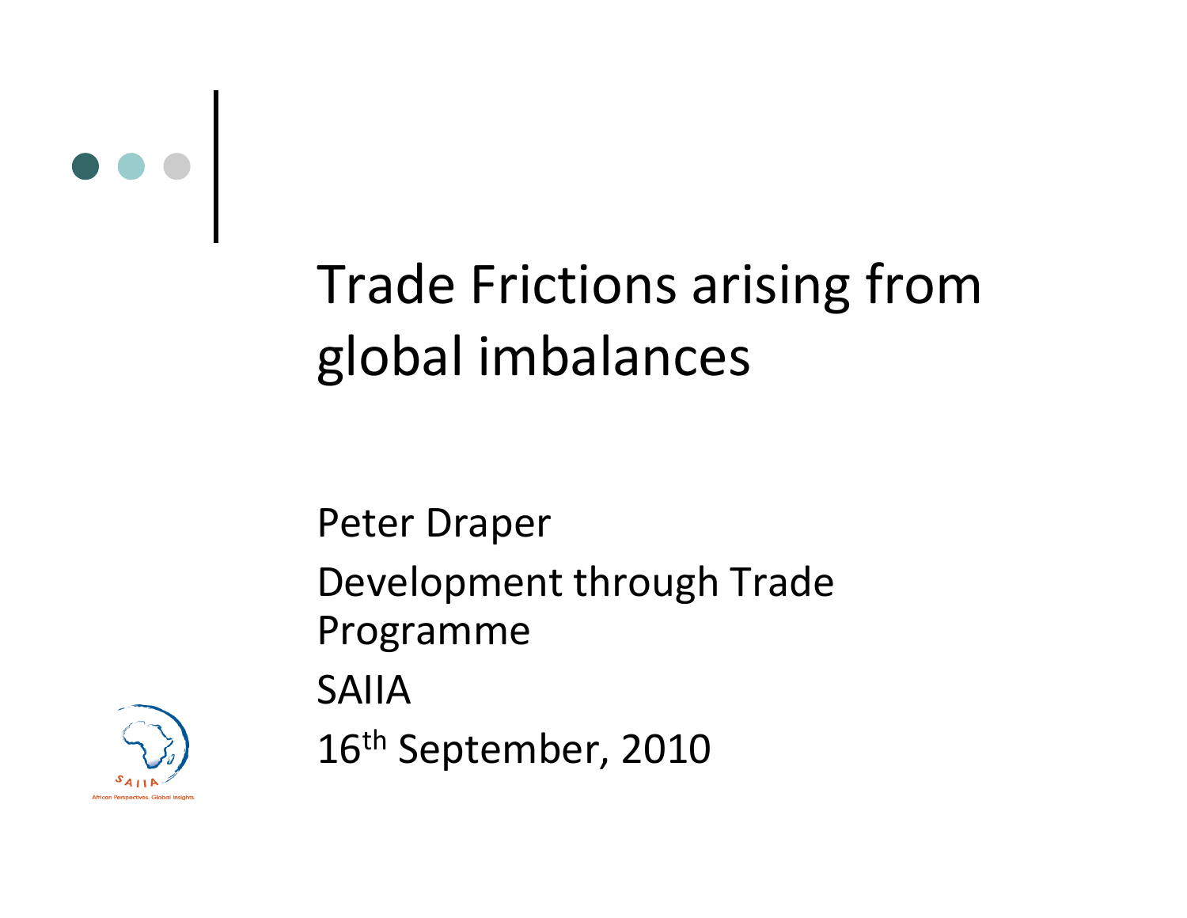# Trade Frictions arising from global imbalances

Peter Draper

Development through Trade Programme

SAIIA

16th September, 2010

SAIIA

African Perspectives. Global Insights.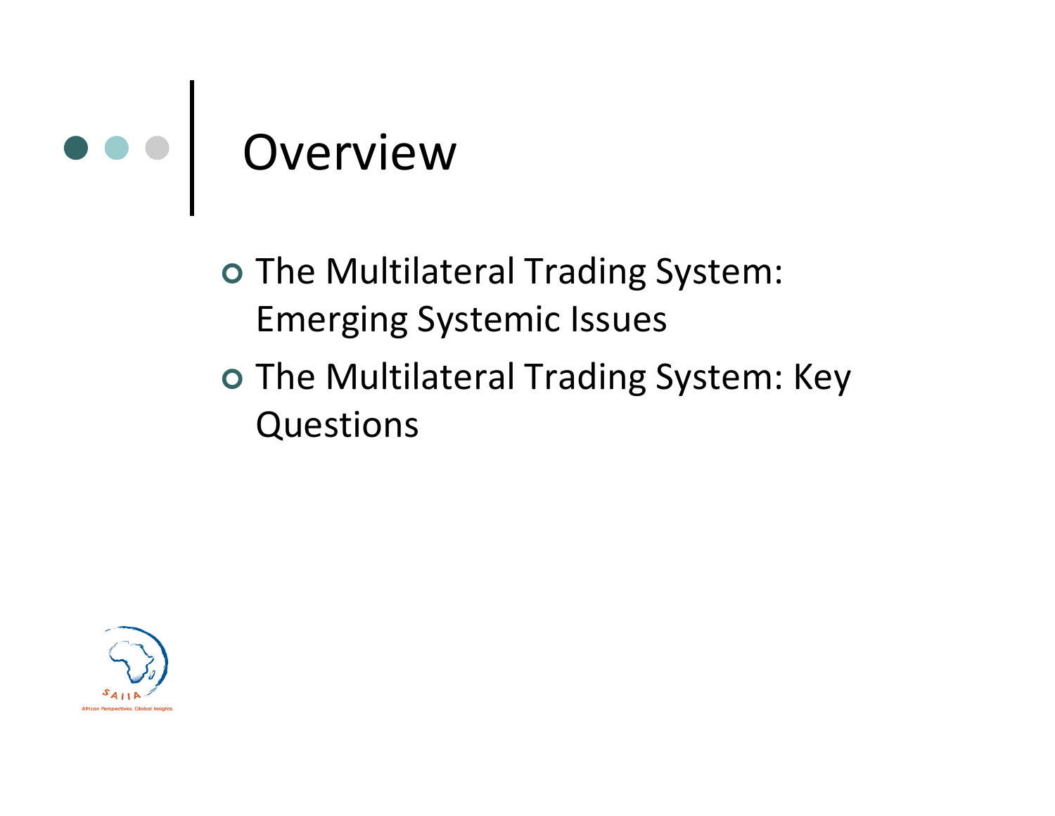# Overview

- The Multilateral Trading System: Emerging Systemic Issues
- The Multilateral Trading System: Key Questions

SAIIA
African Perspectives. Global Insights.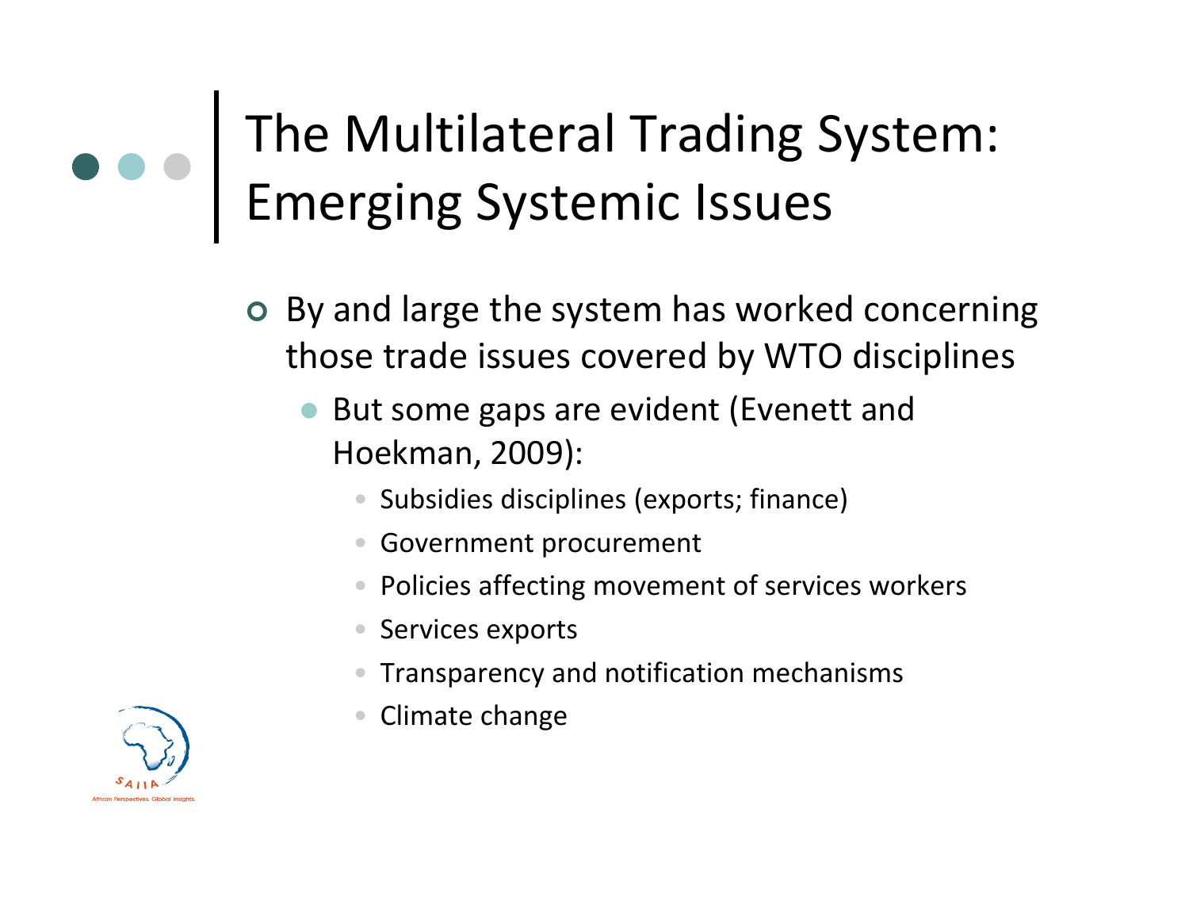# The Multilateral Trading System: Emerging Systemic Issues

- By and large the system has worked concerning those trade issues covered by WTO disciplines
  - But some gaps are evident (Evenett and Hoekman, 2009):
    - Subsidies disciplines (exports; finance)
    - Government procurement
    - Policies affecting movement of services workers
    - Services exports
    - Transparency and notification mechanisms
    - Climate change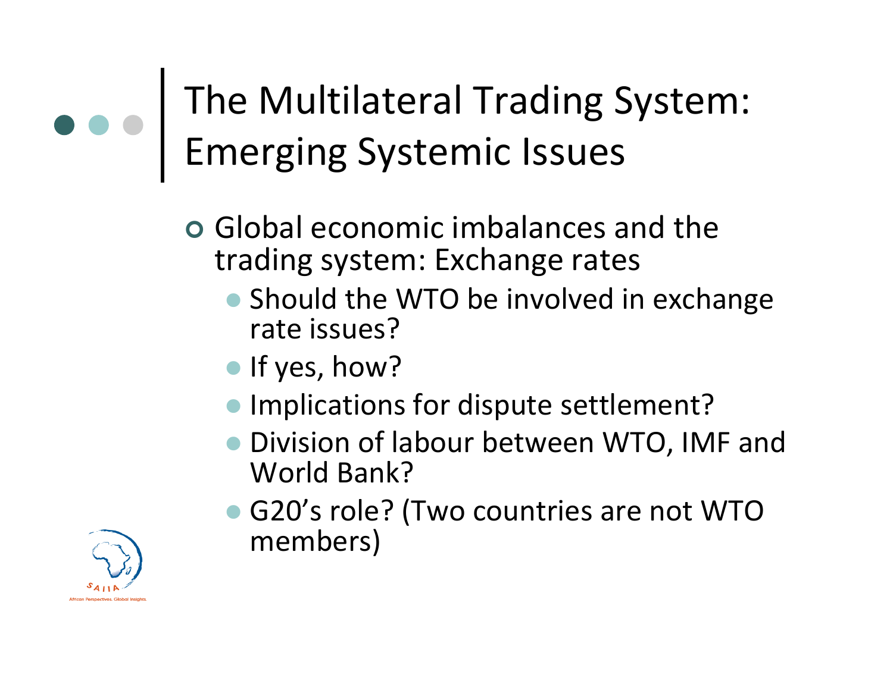# The Multilateral Trading System: Emerging Systemic Issues

- Global economic imbalances and the trading system: Exchange rates
  - Should the WTO be involved in exchange rate issues?
  - If yes, how?
  - Implications for dispute settlement?
  - Division of labour between WTO, IMF and World Bank?
  - G20's role? (Two countries are not WTO members)

SAIIA
African Perspectives. Global Insights.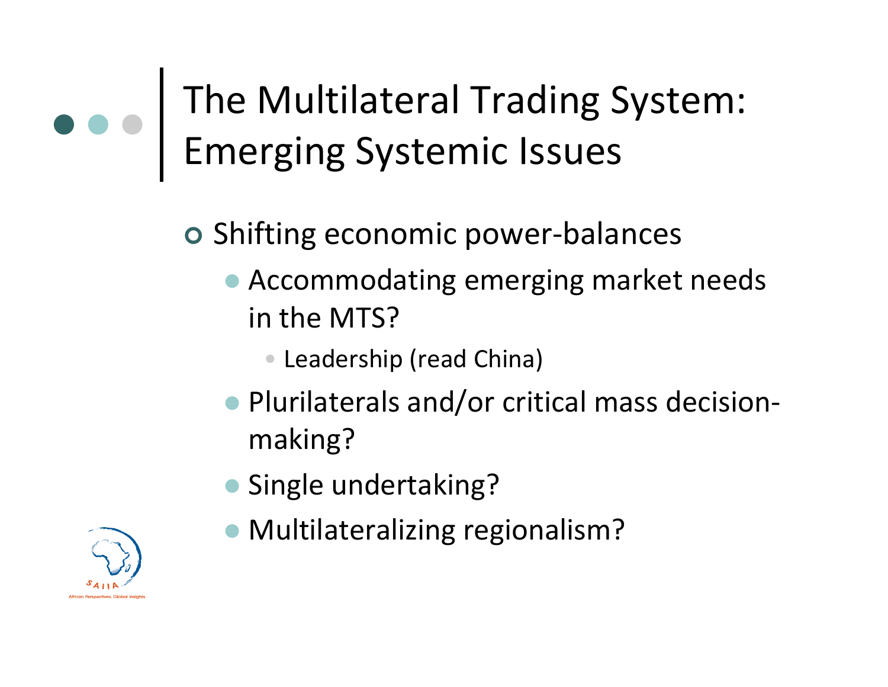# The Multilateral Trading System: Emerging Systemic Issues

- Shifting economic power-balances
  - Accommodating emerging market needs in the MTS?
    - Leadership (read China)
  - Plurilaterals and/or critical mass decision-making?
  - Single undertaking?
  - Multilateralizing regionalism?

SAIIA

African Perspectives. Global Insights.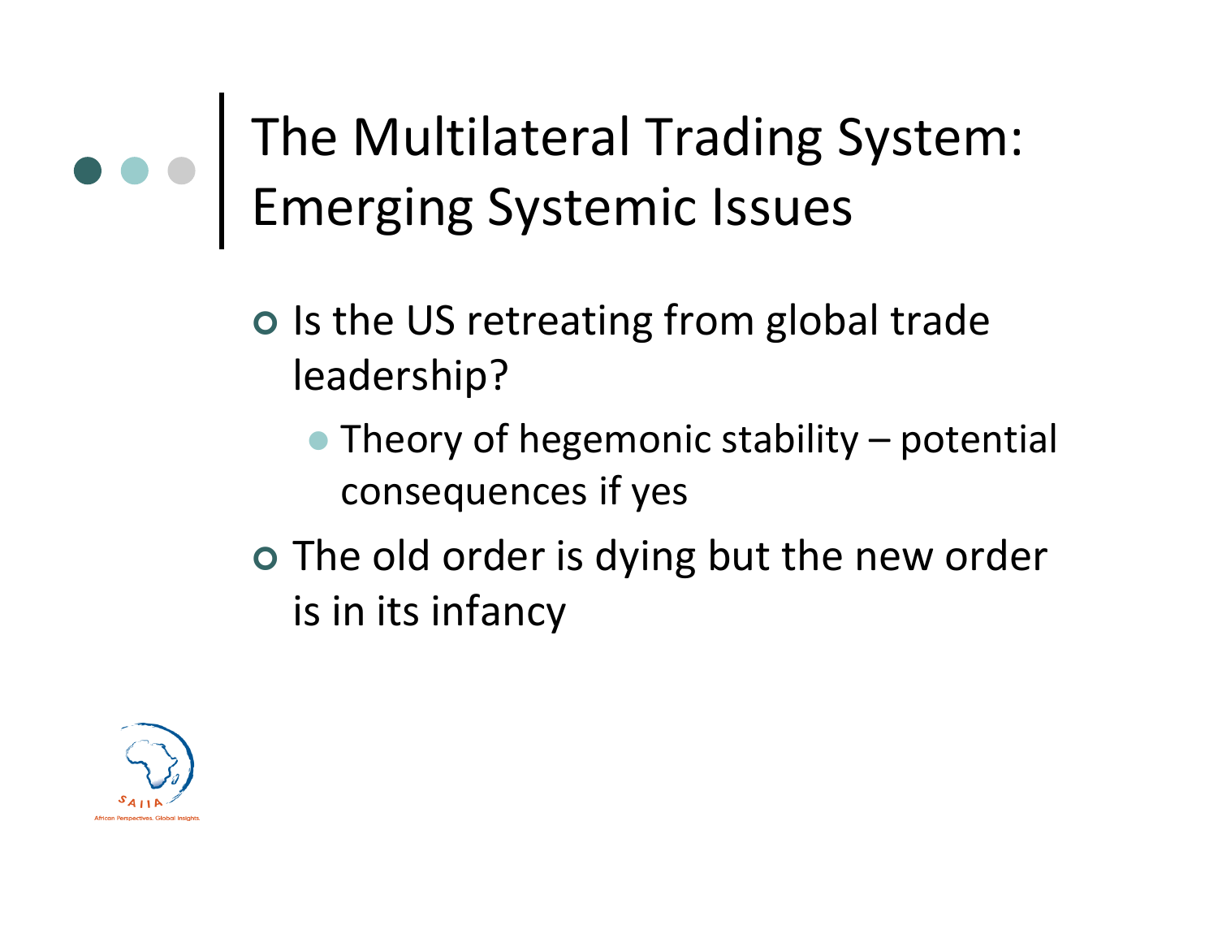# The Multilateral Trading System: Emerging Systemic Issues

- Is the US retreating from global trade leadership?
  - Theory of hegemonic stability – potential consequences if yes
- The old order is dying but the new order is in its infancy

SAIIA

African Perspectives. Global Insights.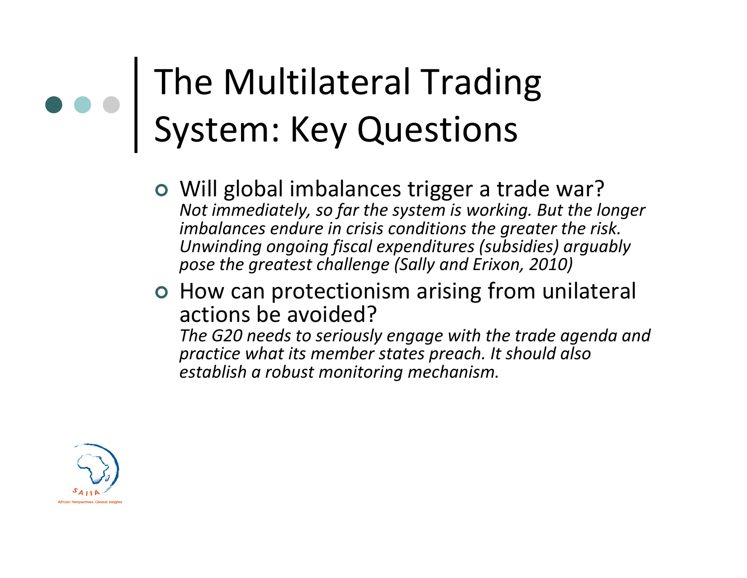# The Multilateral Trading System: Key Questions

- Will global imbalances trigger a trade war?
  *Not immediately, so far the system is working. But the longer imbalances endure in crisis conditions the greater the risk. Unwinding ongoing fiscal expenditures (subsidies) arguably pose the greatest challenge (Sally and Erixon, 2010)*
- How can protectionism arising from unilateral actions be avoided?
  *The G20 needs to seriously engage with the trade agenda and practice what its member states preach. It should also establish a robust monitoring mechanism.*

SAIIA

African Perspectives. Global Insights.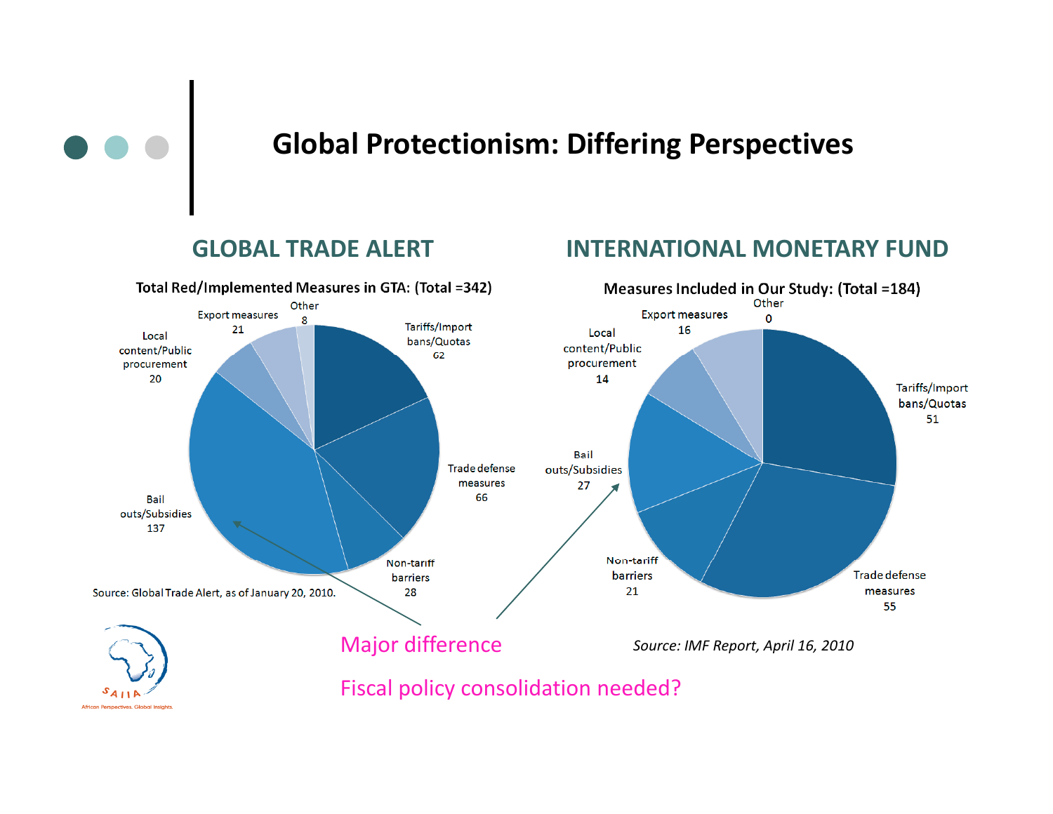# Global Protectionism: Differing Perspectives

## GLOBAL TRADE ALERT

Total Red/Implemented Measures in GTA: (Total =342)

Tariffs/Import bans/Quotas 62

Trade defense measures 66

Non-tariff barriers 28

Bail outs/Subsidies 137

Local content/Public procurement 20

Export measures 21

Other 8

Source: Global Trade Alert, as of January 20, 2010.

## INTERNATIONAL MONETARY FUND

Measures Included in Our Study: (Total =184)

Tariffs/Import bans/Quotas 51

Trade defense measures 55

Non-tariff barriers 21

Bail outs/Subsidies 27

Local content/Public procurement 14

Export measures 16

Other 0

*Source: IMF Report, April 16, 2010*

Major difference

Fiscal policy consolidation needed?

SAIIA

African Perspectives. Global Insights.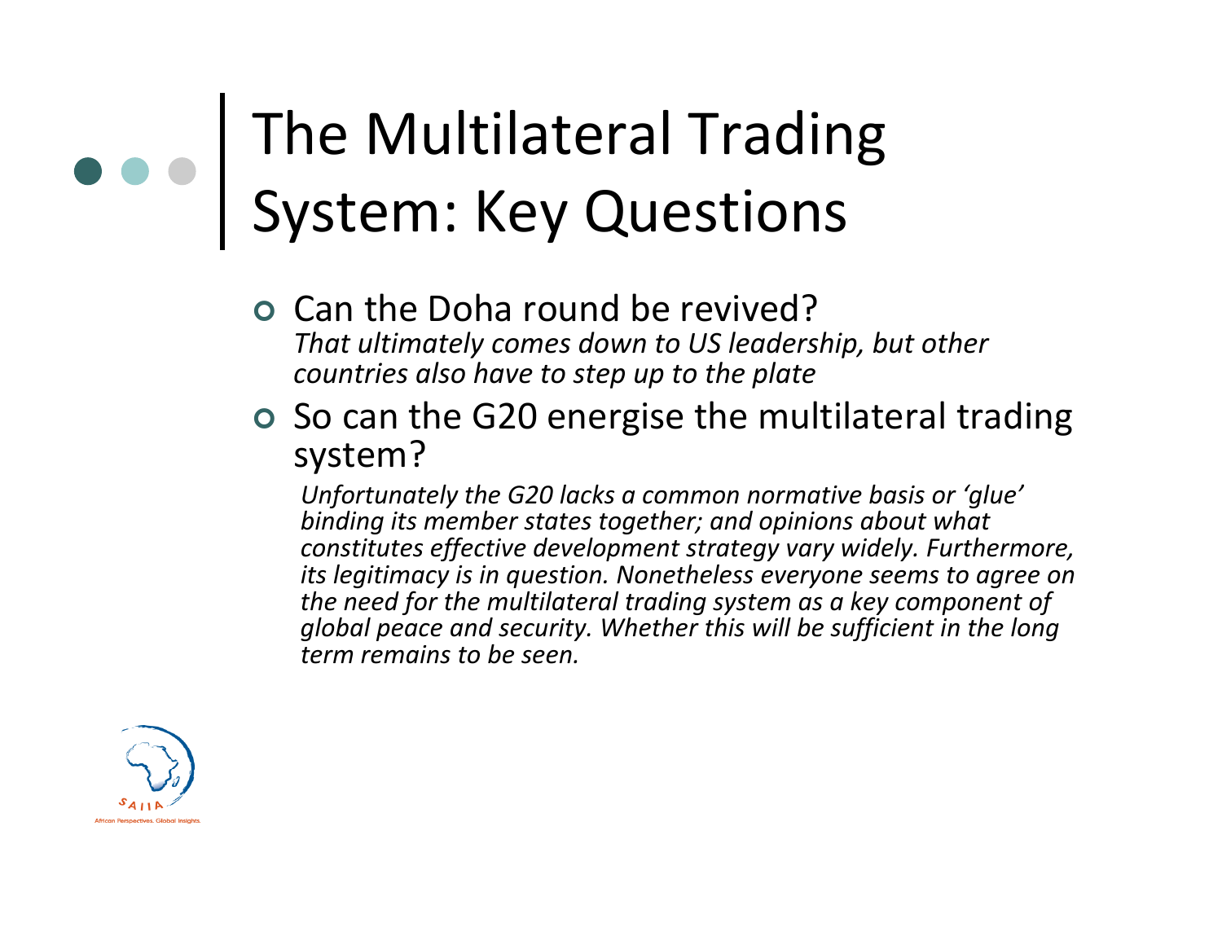# The Multilateral Trading System: Key Questions

- Can the Doha round be revived?
  *That ultimately comes down to US leadership, but other countries also have to step up to the plate*
- So can the G20 energise the multilateral trading system?

  *Unfortunately the G20 lacks a common normative basis or 'glue' binding its member states together; and opinions about what constitutes effective development strategy vary widely. Furthermore, its legitimacy is in question. Nonetheless everyone seems to agree on the need for the multilateral trading system as a key component of global peace and security. Whether this will be sufficient in the long term remains to be seen.*

SAIIA

African Perspectives. Global Insights.